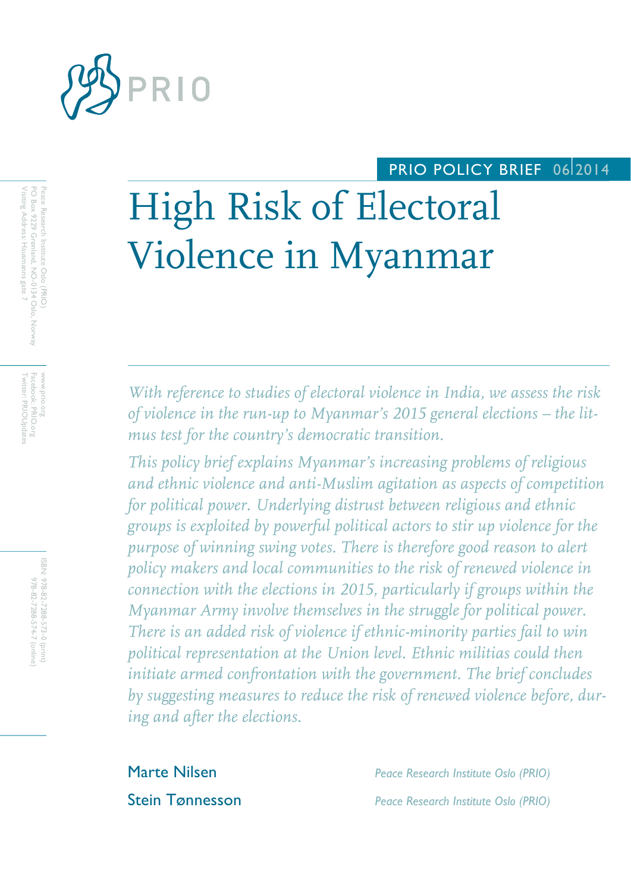PRIO

PRIO POLICY BRIEF 06|2014

# High Risk of Electoral Violence in Myanmar

Peace Research Institute Oslo (PRIO)
PO Box 9229 Grønland, NO-0134 Oslo, Norway
Visiting Address: Hausmanns gate 7

www.prio.org
Facebook: PRIO.org
Twitter: PRIOUpdates

ISBN: 978-82-7288-573-0 (print)
978-82-7288-574-7 (online)

*With reference to studies of electoral violence in India, we assess the risk of violence in the run-up to Myanmar's 2015 general elections – the litmus test for the country's democratic transition.*

*This policy brief explains Myanmar's increasing problems of religious and ethnic violence and anti-Muslim agitation as aspects of competition for political power. Underlying distrust between religious and ethnic groups is exploited by powerful political actors to stir up violence for the purpose of winning swing votes. There is therefore good reason to alert policy makers and local communities to the risk of renewed violence in connection with the elections in 2015, particularly if groups within the Myanmar Army involve themselves in the struggle for political power. There is an added risk of violence if ethnic-minority parties fail to win political representation at the Union level. Ethnic militias could then initiate armed confrontation with the government. The brief concludes by suggesting measures to reduce the risk of renewed violence before, during and after the elections.*

Marte Nilsen — *Peace Research Institute Oslo (PRIO)*

Stein Tønnesson — *Peace Research Institute Oslo (PRIO)*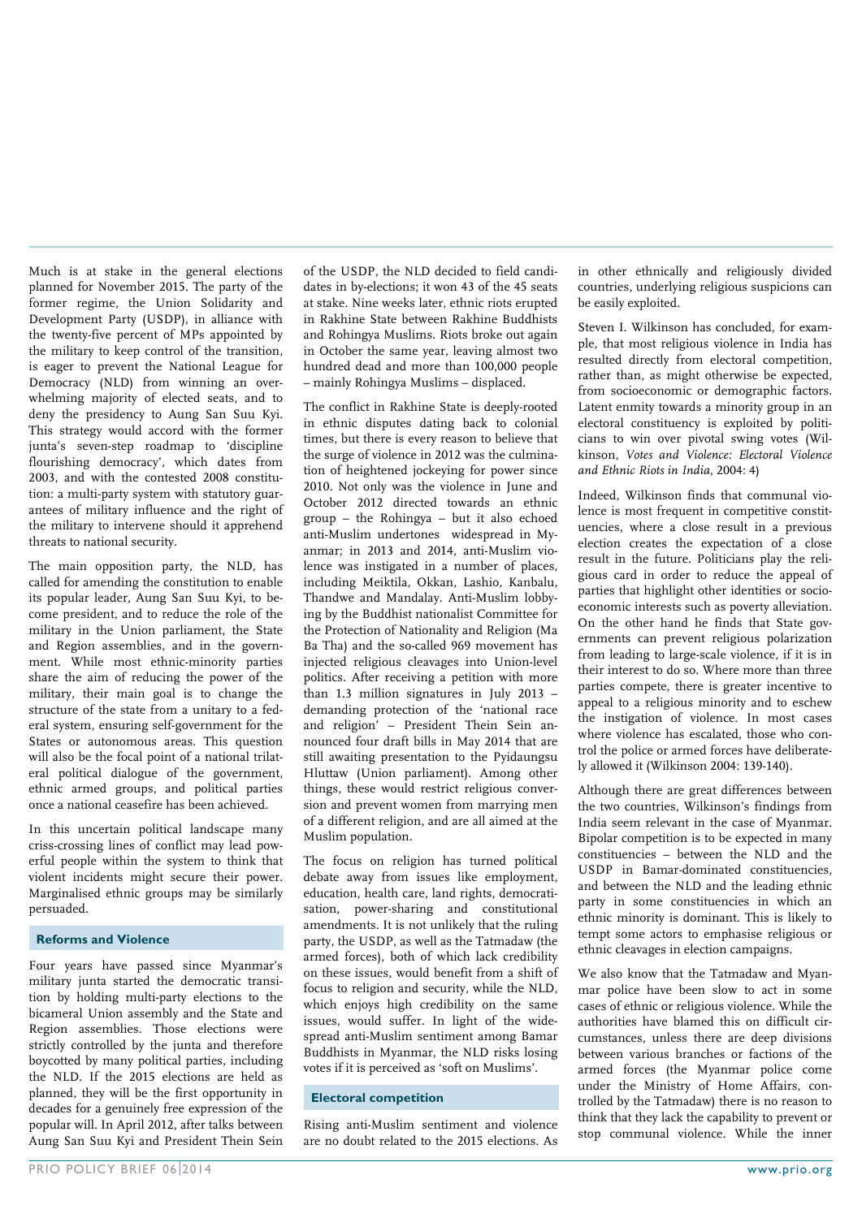Much is at stake in the general elections planned for November 2015. The party of the former regime, the Union Solidarity and Development Party (USDP), in alliance with the twenty-five percent of MPs appointed by the military to keep control of the transition, is eager to prevent the National League for Democracy (NLD) from winning an overwhelming majority of elected seats, and to deny the presidency to Aung San Suu Kyi. This strategy would accord with the former junta's seven-step roadmap to 'discipline flourishing democracy', which dates from 2003, and with the contested 2008 constitution: a multi-party system with statutory guarantees of military influence and the right of the military to intervene should it apprehend threats to national security.

The main opposition party, the NLD, has called for amending the constitution to enable its popular leader, Aung San Suu Kyi, to become president, and to reduce the role of the military in the Union parliament, the State and Region assemblies, and in the government. While most ethnic-minority parties share the aim of reducing the power of the military, their main goal is to change the structure of the state from a unitary to a federal system, ensuring self-government for the States or autonomous areas. This question will also be the focal point of a national trilateral political dialogue of the government, ethnic armed groups, and political parties once a national ceasefire has been achieved.

In this uncertain political landscape many criss-crossing lines of conflict may lead powerful people within the system to think that violent incidents might secure their power. Marginalised ethnic groups may be similarly persuaded.

## Reforms and Violence

Four years have passed since Myanmar's military junta started the democratic transition by holding multi-party elections to the bicameral Union assembly and the State and Region assemblies. Those elections were strictly controlled by the junta and therefore boycotted by many political parties, including the NLD. If the 2015 elections are held as planned, they will be the first opportunity in decades for a genuinely free expression of the popular will. In April 2012, after talks between Aung San Suu Kyi and President Thein Sein of the USDP, the NLD decided to field candidates in by-elections; it won 43 of the 45 seats at stake. Nine weeks later, ethnic riots erupted in Rakhine State between Rakhine Buddhists and Rohingya Muslims. Riots broke out again in October the same year, leaving almost two hundred dead and more than 100,000 people – mainly Rohingya Muslims – displaced.

The conflict in Rakhine State is deeply-rooted in ethnic disputes dating back to colonial times, but there is every reason to believe that the surge of violence in 2012 was the culmination of heightened jockeying for power since 2010. Not only was the violence in June and October 2012 directed towards an ethnic group – the Rohingya – but it also echoed anti-Muslim undertones widespread in Myanmar; in 2013 and 2014, anti-Muslim violence was instigated in a number of places, including Meiktila, Okkan, Lashio, Kanbalu, Thandwe and Mandalay. Anti-Muslim lobbying by the Buddhist nationalist Committee for the Protection of Nationality and Religion (Ma Ba Tha) and the so-called 969 movement has injected religious cleavages into Union-level politics. After receiving a petition with more than 1.3 million signatures in July 2013 – demanding protection of the 'national race and religion' – President Thein Sein announced four draft bills in May 2014 that are still awaiting presentation to the Pyidaungsu Hluttaw (Union parliament). Among other things, these would restrict religious conversion and prevent women from marrying men of a different religion, and are all aimed at the Muslim population.

The focus on religion has turned political debate away from issues like employment, education, health care, land rights, democratisation, power-sharing and constitutional amendments. It is not unlikely that the ruling party, the USDP, as well as the Tatmadaw (the armed forces), both of which lack credibility on these issues, would benefit from a shift of focus to religion and security, while the NLD, which enjoys high credibility on the same issues, would suffer. In light of the widespread anti-Muslim sentiment among Bamar Buddhists in Myanmar, the NLD risks losing votes if it is perceived as 'soft on Muslims'.

## Electoral competition

Rising anti-Muslim sentiment and violence are no doubt related to the 2015 elections. As in other ethnically and religiously divided countries, underlying religious suspicions can be easily exploited.

Steven I. Wilkinson has concluded, for example, that most religious violence in India has resulted directly from electoral competition, rather than, as might otherwise be expected, from socioeconomic or demographic factors. Latent enmity towards a minority group in an electoral constituency is exploited by politicians to win over pivotal swing votes (Wilkinson, *Votes and Violence: Electoral Violence and Ethnic Riots in India*, 2004: 4)

Indeed, Wilkinson finds that communal violence is most frequent in competitive constituencies, where a close result in a previous election creates the expectation of a close result in the future. Politicians play the religious card in order to reduce the appeal of parties that highlight other identities or socioeconomic interests such as poverty alleviation. On the other hand he finds that State governments can prevent religious polarization from leading to large-scale violence, if it is in their interest to do so. Where more than three parties compete, there is greater incentive to appeal to a religious minority and to eschew the instigation of violence. In most cases where violence has escalated, those who control the police or armed forces have deliberately allowed it (Wilkinson 2004: 139-140).

Although there are great differences between the two countries, Wilkinson's findings from India seem relevant in the case of Myanmar. Bipolar competition is to be expected in many constituencies – between the NLD and the USDP in Bamar-dominated constituencies, and between the NLD and the leading ethnic party in some constituencies in which an ethnic minority is dominant. This is likely to tempt some actors to emphasise religious or ethnic cleavages in election campaigns.

We also know that the Tatmadaw and Myanmar police have been slow to act in some cases of ethnic or religious violence. While the authorities have blamed this on difficult circumstances, unless there are deep divisions between various branches or factions of the armed forces (the Myanmar police come under the Ministry of Home Affairs, controlled by the Tatmadaw) there is no reason to think that they lack the capability to prevent or stop communal violence. While the inner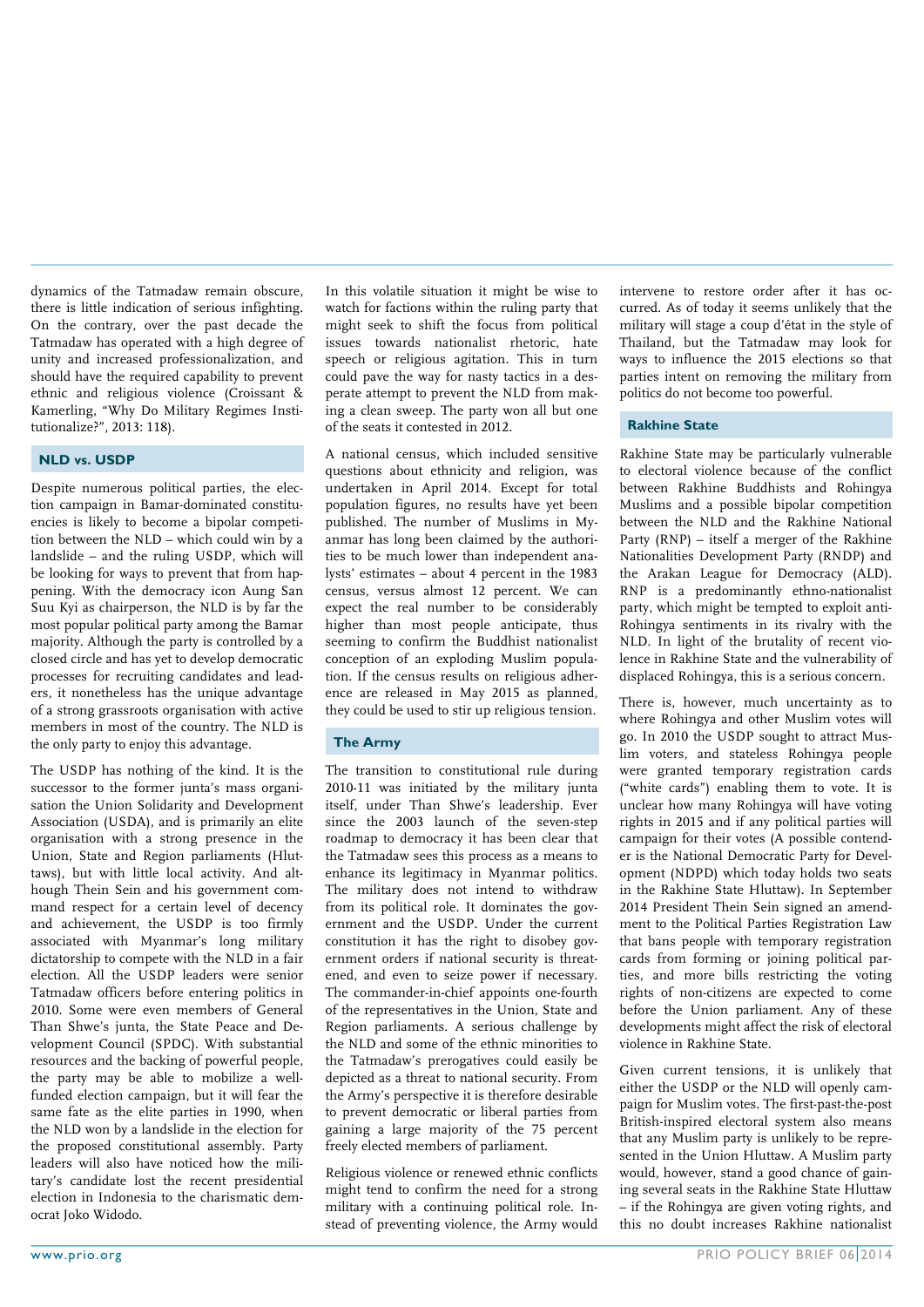dynamics of the Tatmadaw remain obscure, there is little indication of serious infighting. On the contrary, over the past decade the Tatmadaw has operated with a high degree of unity and increased professionalization, and should have the required capability to prevent ethnic and religious violence (Croissant & Kamerling, "Why Do Military Regimes Institutionalize?", 2013: 118).

## NLD vs. USDP

Despite numerous political parties, the election campaign in Bamar-dominated constituencies is likely to become a bipolar competition between the NLD – which could win by a landslide – and the ruling USDP, which will be looking for ways to prevent that from happening. With the democracy icon Aung San Suu Kyi as chairperson, the NLD is by far the most popular political party among the Bamar majority. Although the party is controlled by a closed circle and has yet to develop democratic processes for recruiting candidates and leaders, it nonetheless has the unique advantage of a strong grassroots organisation with active members in most of the country. The NLD is the only party to enjoy this advantage.

The USDP has nothing of the kind. It is the successor to the former junta's mass organisation the Union Solidarity and Development Association (USDA), and is primarily an elite organisation with a strong presence in the Union, State and Region parliaments (Hluttaws), but with little local activity. And although Thein Sein and his government command respect for a certain level of decency and achievement, the USDP is too firmly associated with Myanmar's long military dictatorship to compete with the NLD in a fair election. All the USDP leaders were senior Tatmadaw officers before entering politics in 2010. Some were even members of General Than Shwe's junta, the State Peace and Development Council (SPDC). With substantial resources and the backing of powerful people, the party may be able to mobilize a well-funded election campaign, but it will fear the same fate as the elite parties in 1990, when the NLD won by a landslide in the election for the proposed constitutional assembly. Party leaders will also have noticed how the military's candidate lost the recent presidential election in Indonesia to the charismatic democrat Joko Widodo.

In this volatile situation it might be wise to watch for factions within the ruling party that might seek to shift the focus from political issues towards nationalist rhetoric, hate speech or religious agitation. This in turn could pave the way for nasty tactics in a desperate attempt to prevent the NLD from making a clean sweep. The party won all but one of the seats it contested in 2012.

A national census, which included sensitive questions about ethnicity and religion, was undertaken in April 2014. Except for total population figures, no results have yet been published. The number of Muslims in Myanmar has long been claimed by the authorities to be much lower than independent analysts' estimates – about 4 percent in the 1983 census, versus almost 12 percent. We can expect the real number to be considerably higher than most people anticipate, thus seeming to confirm the Buddhist nationalist conception of an exploding Muslim population. If the census results on religious adherence are released in May 2015 as planned, they could be used to stir up religious tension.

## The Army

The transition to constitutional rule during 2010-11 was initiated by the military junta itself, under Than Shwe's leadership. Ever since the 2003 launch of the seven-step roadmap to democracy it has been clear that the Tatmadaw sees this process as a means to enhance its legitimacy in Myanmar politics. The military does not intend to withdraw from its political role. It dominates the government and the USDP. Under the current constitution it has the right to disobey government orders if national security is threatened, and even to seize power if necessary. The commander-in-chief appoints one-fourth of the representatives in the Union, State and Region parliaments. A serious challenge by the NLD and some of the ethnic minorities to the Tatmadaw's prerogatives could easily be depicted as a threat to national security. From the Army's perspective it is therefore desirable to prevent democratic or liberal parties from gaining a large majority of the 75 percent freely elected members of parliament.

Religious violence or renewed ethnic conflicts might tend to confirm the need for a strong military with a continuing political role. Instead of preventing violence, the Army would intervene to restore order after it has occurred. As of today it seems unlikely that the military will stage a coup d'état in the style of Thailand, but the Tatmadaw may look for ways to influence the 2015 elections so that parties intent on removing the military from politics do not become too powerful.

## Rakhine State

Rakhine State may be particularly vulnerable to electoral violence because of the conflict between Rakhine Buddhists and Rohingya Muslims and a possible bipolar competition between the NLD and the Rakhine National Party (RNP) – itself a merger of the Rakhine Nationalities Development Party (RNDP) and the Arakan League for Democracy (ALD). RNP is a predominantly ethno-nationalist party, which might be tempted to exploit anti-Rohingya sentiments in its rivalry with the NLD. In light of the brutality of recent violence in Rakhine State and the vulnerability of displaced Rohingya, this is a serious concern.

There is, however, much uncertainty as to where Rohingya and other Muslim votes will go. In 2010 the USDP sought to attract Muslim voters, and stateless Rohingya people were granted temporary registration cards ("white cards") enabling them to vote. It is unclear how many Rohingya will have voting rights in 2015 and if any political parties will campaign for their votes (A possible contender is the National Democratic Party for Development (NDPD) which today holds two seats in the Rakhine State Hluttaw). In September 2014 President Thein Sein signed an amendment to the Political Parties Registration Law that bans people with temporary registration cards from forming or joining political parties, and more bills restricting the voting rights of non-citizens are expected to come before the Union parliament. Any of these developments might affect the risk of electoral violence in Rakhine State.

Given current tensions, it is unlikely that either the USDP or the NLD will openly campaign for Muslim votes. The first-past-the-post British-inspired electoral system also means that any Muslim party is unlikely to be represented in the Union Hluttaw. A Muslim party would, however, stand a good chance of gaining several seats in the Rakhine State Hluttaw – if the Rohingya are given voting rights, and this no doubt increases Rakhine nationalist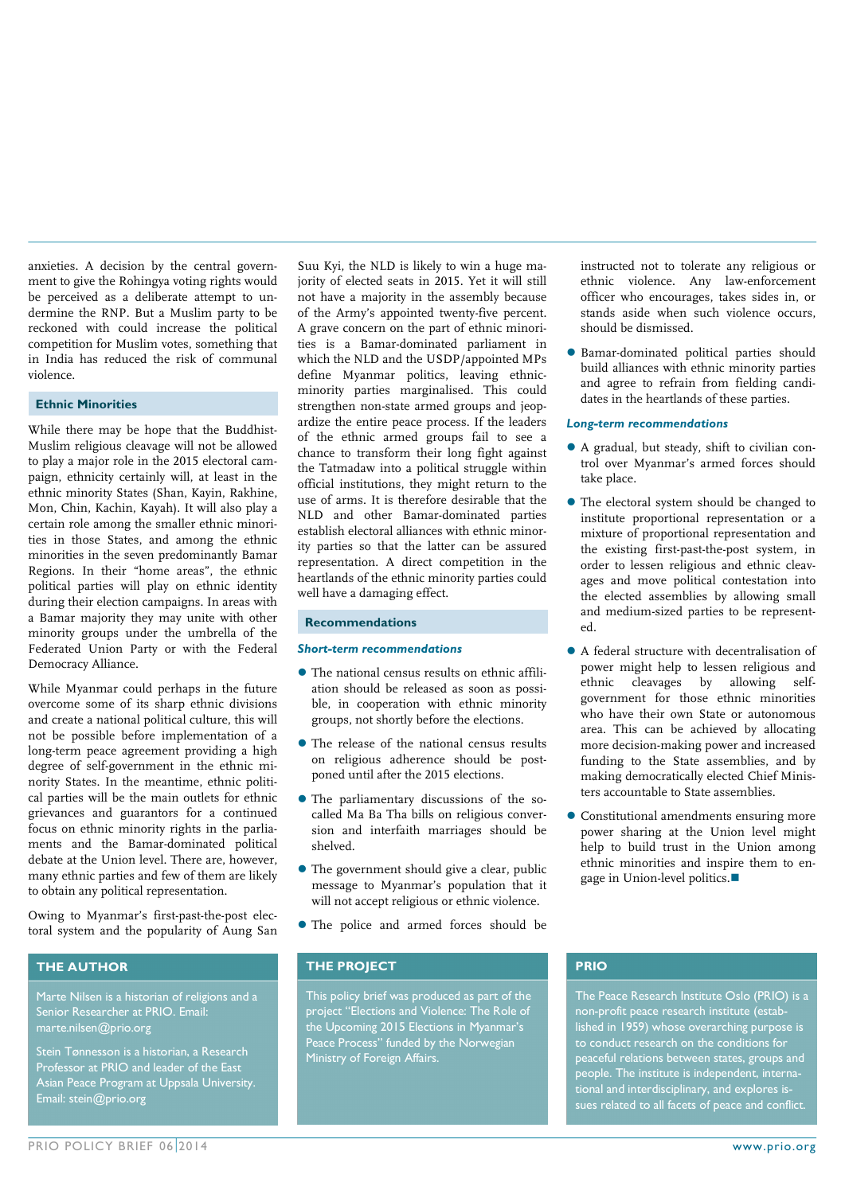anxieties. A decision by the central government to give the Rohingya voting rights would be perceived as a deliberate attempt to undermine the RNP. But a Muslim party to be reckoned with could increase the political competition for Muslim votes, something that in India has reduced the risk of communal violence.

## Ethnic Minorities

While there may be hope that the Buddhist-Muslim religious cleavage will not be allowed to play a major role in the 2015 electoral campaign, ethnicity certainly will, at least in the ethnic minority States (Shan, Kayin, Rakhine, Mon, Chin, Kachin, Kayah). It will also play a certain role among the smaller ethnic minorities in those States, and among the ethnic minorities in the seven predominantly Bamar Regions. In their "home areas", the ethnic political parties will play on ethnic identity during their election campaigns. In areas with a Bamar majority they may unite with other minority groups under the umbrella of the Federated Union Party or with the Federal Democracy Alliance.

While Myanmar could perhaps in the future overcome some of its sharp ethnic divisions and create a national political culture, this will not be possible before implementation of a long-term peace agreement providing a high degree of self-government in the ethnic minority States. In the meantime, ethnic political parties will be the main outlets for ethnic grievances and guarantors for a continued focus on ethnic minority rights in the parliaments and the Bamar-dominated political debate at the Union level. There are, however, many ethnic parties and few of them are likely to obtain any political representation.

Owing to Myanmar's first-past-the-post electoral system and the popularity of Aung San Suu Kyi, the NLD is likely to win a huge majority of elected seats in 2015. Yet it will still not have a majority in the assembly because of the Army's appointed twenty-five percent. A grave concern on the part of ethnic minorities is a Bamar-dominated parliament in which the NLD and the USDP/appointed MPs define Myanmar politics, leaving ethnic-minority parties marginalised. This could strengthen non-state armed groups and jeopardize the entire peace process. If the leaders of the ethnic armed groups fail to see a chance to transform their long fight against the Tatmadaw into a political struggle within official institutions, they might return to the use of arms. It is therefore desirable that the NLD and other Bamar-dominated parties establish electoral alliances with ethnic minority parties so that the latter can be assured representation. A direct competition in the heartlands of the ethnic minority parties could well have a damaging effect.

## Recommendations

### *Short-term recommendations*

- The national census results on ethnic affiliation should be released as soon as possible, in cooperation with ethnic minority groups, not shortly before the elections.
- The release of the national census results on religious adherence should be postponed until after the 2015 elections.
- The parliamentary discussions of the so-called Ma Ba Tha bills on religious conversion and interfaith marriages should be shelved.
- The government should give a clear, public message to Myanmar's population that it will not accept religious or ethnic violence.
- The police and armed forces should be instructed not to tolerate any religious or ethnic violence. Any law-enforcement officer who encourages, takes sides in, or stands aside when such violence occurs, should be dismissed.
- Bamar-dominated political parties should build alliances with ethnic minority parties and agree to refrain from fielding candidates in the heartlands of these parties.

### *Long-term recommendations*

- A gradual, but steady, shift to civilian control over Myanmar's armed forces should take place.
- The electoral system should be changed to institute proportional representation or a mixture of proportional representation and the existing first-past-the-post system, in order to lessen religious and ethnic cleavages and move political contestation into the elected assemblies by allowing small and medium-sized parties to be represented.
- A federal structure with decentralisation of power might help to lessen religious and ethnic cleavages by allowing self-government for those ethnic minorities who have their own State or autonomous area. This can be achieved by allocating more decision-making power and increased funding to the State assemblies, and by making democratically elected Chief Ministers accountable to State assemblies.
- Constitutional amendments ensuring more power sharing at the Union level might help to build trust in the Union among ethnic minorities and inspire them to engage in Union-level politics.■

## THE AUTHOR

Marte Nilsen is a historian of religions and a Senior Researcher at PRIO. Email: marte.nilsen@prio.org

Stein Tønnesson is a historian, a Research Professor at PRIO and leader of the East Asian Peace Program at Uppsala University. Email: stein@prio.org

## THE PROJECT

This policy brief was produced as part of the project "Elections and Violence: The Role of the Upcoming 2015 Elections in Myanmar's Peace Process" funded by the Norwegian Ministry of Foreign Affairs.

## PRIO

The Peace Research Institute Oslo (PRIO) is a non-profit peace research institute (established in 1959) whose overarching purpose is to conduct research on the conditions for peaceful relations between states, groups and people. The institute is independent, international and interdisciplinary, and explores issues related to all facets of peace and conflict.